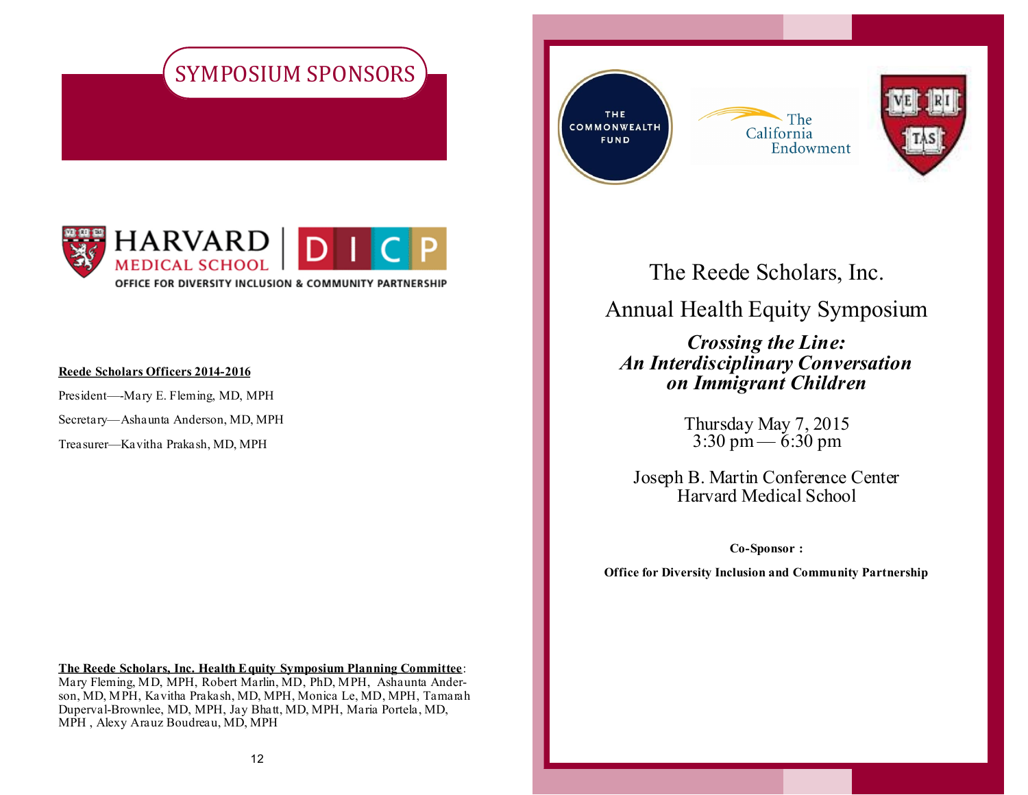# SYMPOSIUM SPONSORS

HARVARD MEDICAL SCHOOL | DICP

OFFICE FOR DIVERSITY INCLUSION & COMMUNITY PARTNERSHIP

**Reede Scholars Officers 2014-2016**

President—-Mary E. Fleming, MD, MPH

Secretary—Ashaunta Anderson, MD, MPH

Treasurer—Kavitha Prakash, MD, MPH

**The Reede Scholars, Inc. Health Equity Symposium Planning Committee**: Mary Fleming, MD, MPH, Robert Marlin, MD, PhD, MPH, Ashaunta Anderson, MD, MPH, Kavitha Prakash, MD, MPH, Monica Le, MD, MPH, Tamarah Duperval-Brownlee, MD, MPH, Jay Bhatt, MD, MPH, Maria Portela, MD, MPH , Alexy Arauz Boudreau, MD, MPH

THE COMMONWEALTH FUND

The California Endowment

VE RI TAS

# The Reede Scholars, Inc.

# Annual Health Equity Symposium

## *Crossing the Line: An Interdisciplinary Conversation on Immigrant Children*

Thursday May 7, 2015
3:30 pm — 6:30 pm

Joseph B. Martin Conference Center
Harvard Medical School

**Co-Sponsor :**

**Office for Diversity Inclusion and Community Partnership**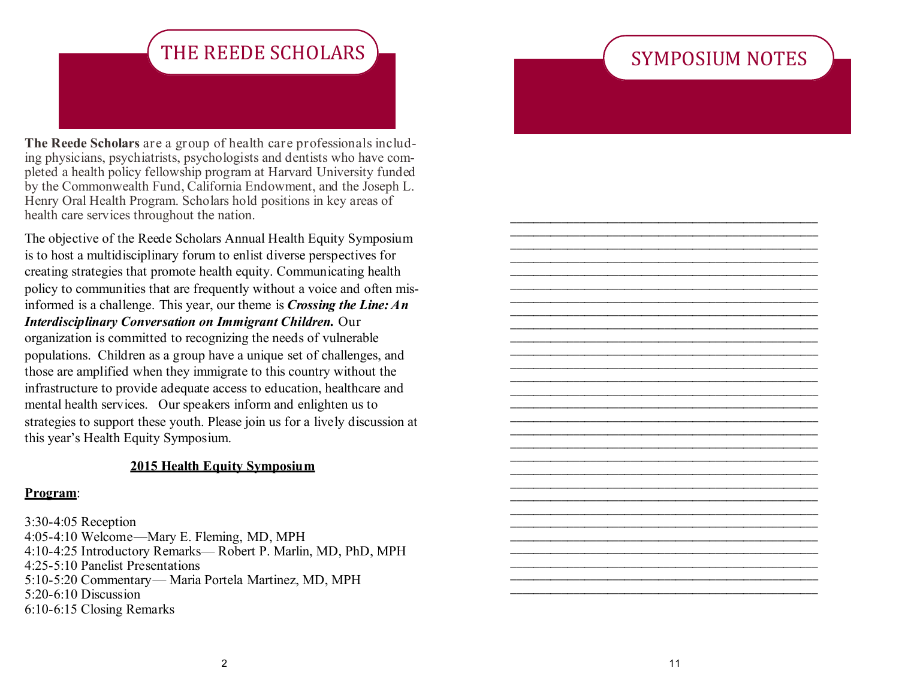# THE REEDE SCHOLARS

**The Reede Scholars** are a group of health care professionals including physicians, psychiatrists, psychologists and dentists who have completed a health policy fellowship program at Harvard University funded by the Commonwealth Fund, California Endowment, and the Joseph L. Henry Oral Health Program. Scholars hold positions in key areas of health care services throughout the nation.

The objective of the Reede Scholars Annual Health Equity Symposium is to host a multidisciplinary forum to enlist diverse perspectives for creating strategies that promote health equity. Communicating health policy to communities that are frequently without a voice and often misinformed is a challenge. This year, our theme is ***Crossing the Line: An Interdisciplinary Conversation on Immigrant Children.*** Our organization is committed to recognizing the needs of vulnerable populations. Children as a group have a unique set of challenges, and those are amplified when they immigrate to this country without the infrastructure to provide adequate access to education, healthcare and mental health services. Our speakers inform and enlighten us to strategies to support these youth. Please join us for a lively discussion at this year's Health Equity Symposium.

**2015 Health Equity Symposium**

**Program**:

3:30-4:05 Reception
4:05-4:10 Welcome—Mary E. Fleming, MD, MPH
4:10-4:25 Introductory Remarks— Robert P. Marlin, MD, PhD, MPH
4:25-5:10 Panelist Presentations
5:10-5:20 Commentary— Maria Portela Martinez, MD, MPH
5:20-6:10 Discussion
6:10-6:15 Closing Remarks

# SYMPOSIUM NOTES

_____________________________________________
_____________________________________________
_____________________________________________
_____________________________________________
_____________________________________________
_____________________________________________
_____________________________________________
_____________________________________________
_____________________________________________
_____________________________________________
_____________________________________________
_____________________________________________
_____________________________________________
_____________________________________________
_____________________________________________
_____________________________________________
_____________________________________________
_____________________________________________
_____________________________________________
_____________________________________________
_____________________________________________
_____________________________________________
_____________________________________________
_____________________________________________
_____________________________________________
_____________________________________________
_____________________________________________
_____________________________________________
_____________________________________________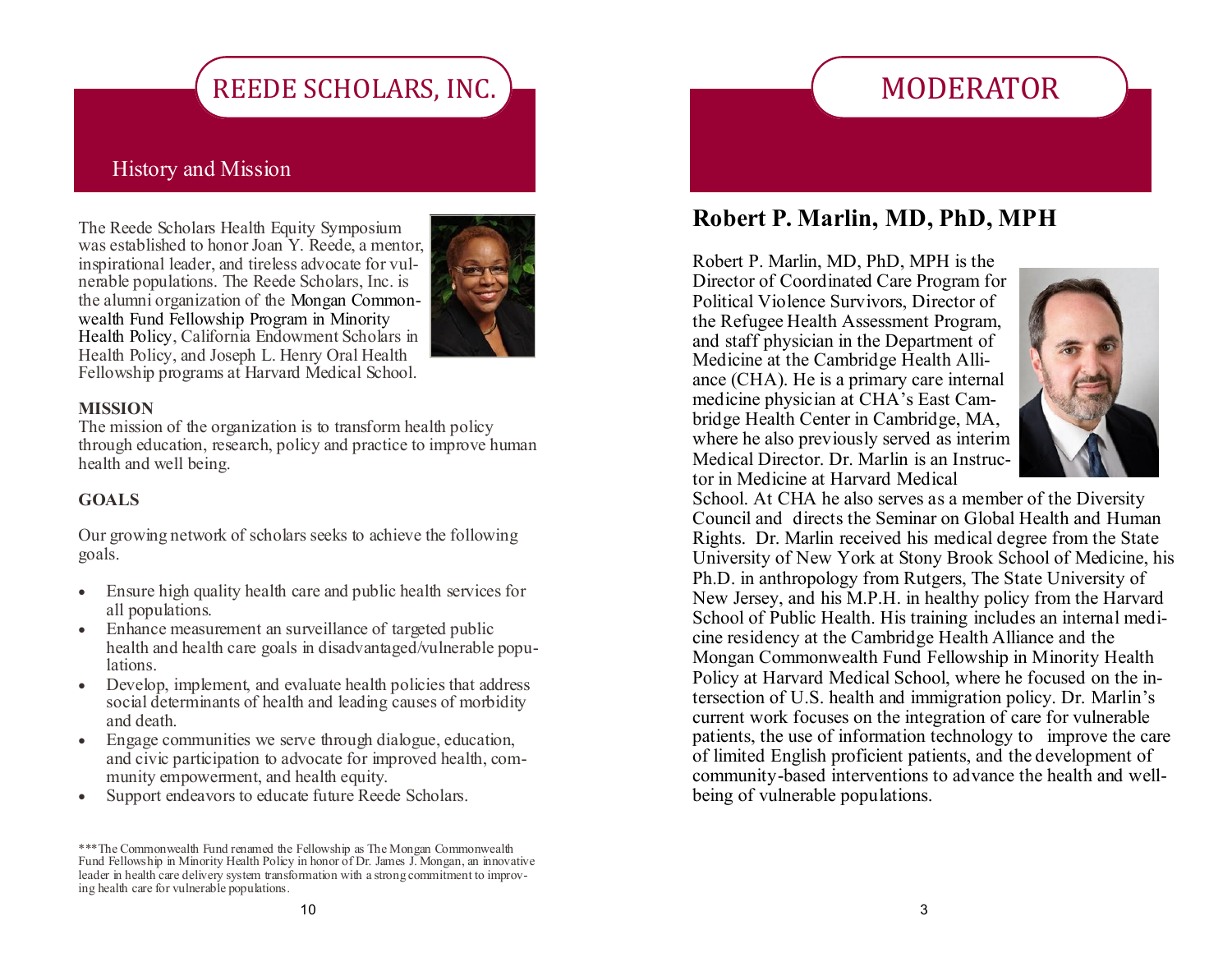# REEDE SCHOLARS, INC.

## History and Mission

The Reede Scholars Health Equity Symposium was established to honor Joan Y. Reede, a mentor, inspirational leader, and tireless advocate for vulnerable populations. The Reede Scholars, Inc. is the alumni organization of the Mongan Commonwealth Fund Fellowship Program in Minority Health Policy, California Endowment Scholars in Health Policy, and Joseph L. Henry Oral Health Fellowship programs at Harvard Medical School.

**MISSION**

The mission of the organization is to transform health policy through education, research, policy and practice to improve human health and well being.

**GOALS**

Our growing network of scholars seeks to achieve the following goals.

- Ensure high quality health care and public health services for all populations.
- Enhance measurement an surveillance of targeted public health and health care goals in disadvantaged/vulnerable populations.
- Develop, implement, and evaluate health policies that address social determinants of health and leading causes of morbidity and death.
- Engage communities we serve through dialogue, education, and civic participation to advocate for improved health, community empowerment, and health equity.
- Support endeavors to educate future Reede Scholars.

***The Commonwealth Fund renamed the Fellowship as The Mongan Commonwealth Fund Fellowship in Minority Health Policy in honor of Dr. James J. Mongan, an innovative leader in health care delivery system transformation with a strong commitment to improving health care for vulnerable populations.

# MODERATOR

## Robert P. Marlin, MD, PhD, MPH

Robert P. Marlin, MD, PhD, MPH is the Director of Coordinated Care Program for Political Violence Survivors, Director of the Refugee Health Assessment Program, and staff physician in the Department of Medicine at the Cambridge Health Alliance (CHA). He is a primary care internal medicine physician at CHA's East Cambridge Health Center in Cambridge, MA, where he also previously served as interim Medical Director. Dr. Marlin is an Instructor in Medicine at Harvard Medical School. At CHA he also serves as a member of the Diversity Council and directs the Seminar on Global Health and Human Rights. Dr. Marlin received his medical degree from the State University of New York at Stony Brook School of Medicine, his Ph.D. in anthropology from Rutgers, The State University of New Jersey, and his M.P.H. in healthy policy from the Harvard School of Public Health. His training includes an internal medicine residency at the Cambridge Health Alliance and the Mongan Commonwealth Fund Fellowship in Minority Health Policy at Harvard Medical School, where he focused on the intersection of U.S. health and immigration policy. Dr. Marlin's current work focuses on the integration of care for vulnerable patients, the use of information technology to improve the care of limited English proficient patients, and the development of community-based interventions to advance the health and well-being of vulnerable populations.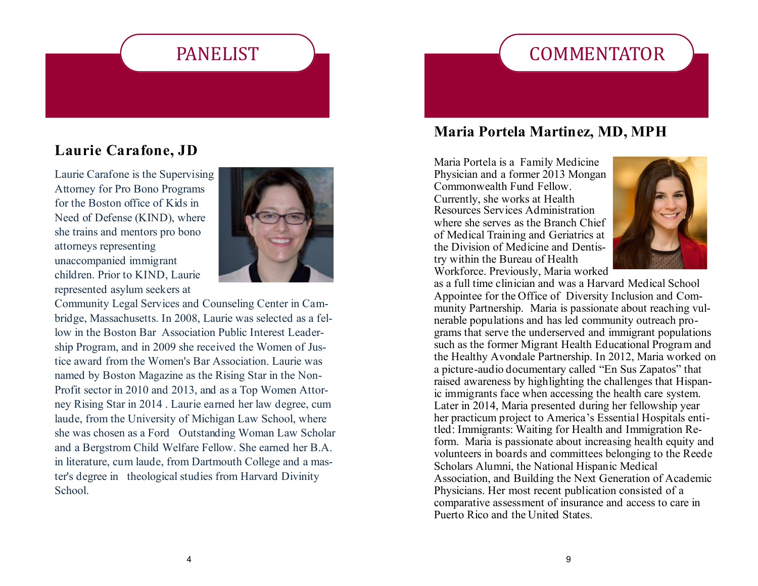## PANELIST

### Laurie Carafone, JD

Laurie Carafone is the Supervising Attorney for Pro Bono Programs for the Boston office of Kids in Need of Defense (KIND), where she trains and mentors pro bono attorneys representing unaccompanied immigrant children. Prior to KIND, Laurie represented asylum seekers at Community Legal Services and Counseling Center in Cambridge, Massachusetts. In 2008, Laurie was selected as a fellow in the Boston Bar Association Public Interest Leadership Program, and in 2009 she received the Women of Justice award from the Women's Bar Association. Laurie was named by Boston Magazine as the Rising Star in the Non-Profit sector in 2010 and 2013, and as a Top Women Attorney Rising Star in 2014 . Laurie earned her law degree, cum laude, from the University of Michigan Law School, where she was chosen as a Ford Outstanding Woman Law Scholar and a Bergstrom Child Welfare Fellow. She earned her B.A. in literature, cum laude, from Dartmouth College and a master's degree in theological studies from Harvard Divinity School.

## COMMENTATOR

### Maria Portela Martinez, MD, MPH

Maria Portela is a Family Medicine Physician and a former 2013 Mongan Commonwealth Fund Fellow. Currently, she works at Health Resources Services Administration where she serves as the Branch Chief of Medical Training and Geriatrics at the Division of Medicine and Dentistry within the Bureau of Health Workforce. Previously, Maria worked as a full time clinician and was a Harvard Medical School Appointee for the Office of Diversity Inclusion and Community Partnership. Maria is passionate about reaching vulnerable populations and has led community outreach programs that serve the underserved and immigrant populations such as the former Migrant Health Educational Program and the Healthy Avondale Partnership. In 2012, Maria worked on a picture-audio documentary called "En Sus Zapatos" that raised awareness by highlighting the challenges that Hispanic immigrants face when accessing the health care system. Later in 2014, Maria presented during her fellowship year her practicum project to America's Essential Hospitals entitled: Immigrants: Waiting for Health and Immigration Reform. Maria is passionate about increasing health equity and volunteers in boards and committees belonging to the Reede Scholars Alumni, the National Hispanic Medical Association, and Building the Next Generation of Academic Physicians. Her most recent publication consisted of a comparative assessment of insurance and access to care in Puerto Rico and the United States.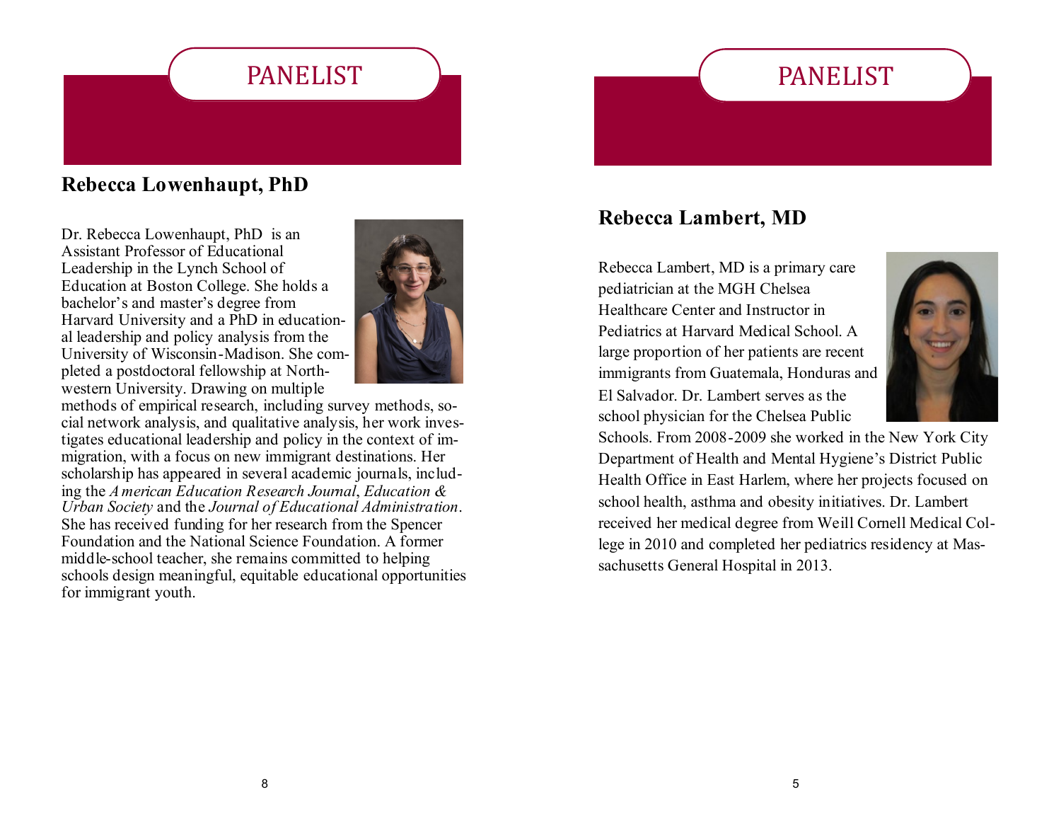## PANELIST

### Rebecca Lowenhaupt, PhD

Dr. Rebecca Lowenhaupt, PhD is an Assistant Professor of Educational Leadership in the Lynch School of Education at Boston College. She holds a bachelor's and master's degree from Harvard University and a PhD in educational leadership and policy analysis from the University of Wisconsin-Madison. She completed a postdoctoral fellowship at Northwestern University. Drawing on multiple methods of empirical research, including survey methods, social network analysis, and qualitative analysis, her work investigates educational leadership and policy in the context of immigration, with a focus on new immigrant destinations. Her scholarship has appeared in several academic journals, including the *American Education Research Journal*, *Education & Urban Society* and the *Journal of Educational Administration*. She has received funding for her research from the Spencer Foundation and the National Science Foundation. A former middle-school teacher, she remains committed to helping schools design meaningful, equitable educational opportunities for immigrant youth.

## PANELIST

### Rebecca Lambert, MD

Rebecca Lambert, MD is a primary care pediatrician at the MGH Chelsea Healthcare Center and Instructor in Pediatrics at Harvard Medical School. A large proportion of her patients are recent immigrants from Guatemala, Honduras and El Salvador. Dr. Lambert serves as the school physician for the Chelsea Public Schools. From 2008-2009 she worked in the New York City Department of Health and Mental Hygiene's District Public Health Office in East Harlem, where her projects focused on school health, asthma and obesity initiatives. Dr. Lambert received her medical degree from Weill Cornell Medical College in 2010 and completed her pediatrics residency at Massachusetts General Hospital in 2013.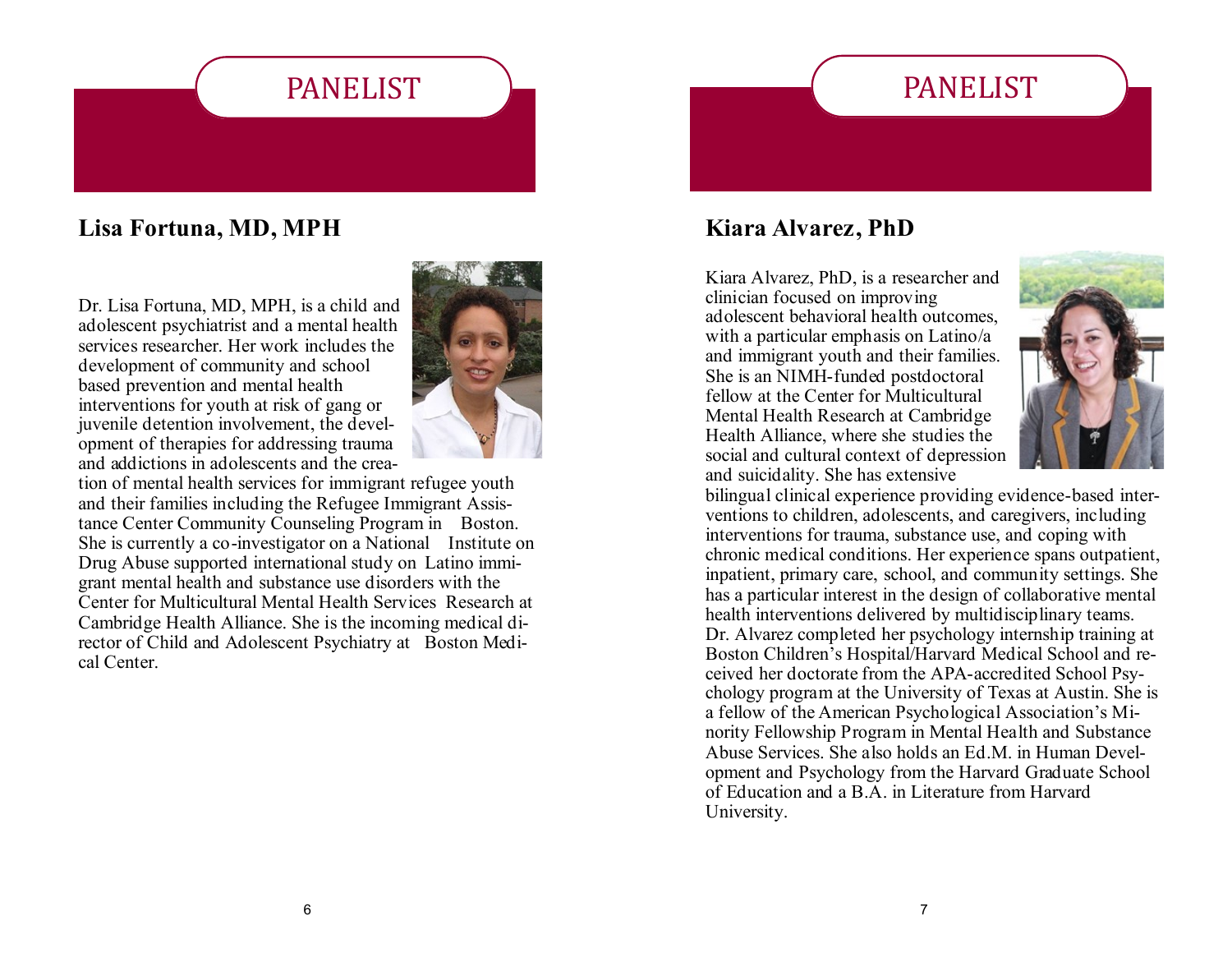PANELIST

## Lisa Fortuna, MD, MPH

Dr. Lisa Fortuna, MD, MPH, is a child and adolescent psychiatrist and a mental health services researcher. Her work includes the development of community and school based prevention and mental health interventions for youth at risk of gang or juvenile detention involvement, the development of therapies for addressing trauma and addictions in adolescents and the creation of mental health services for immigrant refugee youth and their families including the Refugee Immigrant Assistance Center Community Counseling Program in Boston. She is currently a co-investigator on a National Institute on Drug Abuse supported international study on Latino immigrant mental health and substance use disorders with the Center for Multicultural Mental Health Services Research at Cambridge Health Alliance. She is the incoming medical director of Child and Adolescent Psychiatry at Boston Medical Center.

PANELIST

## Kiara Alvarez, PhD

Kiara Alvarez, PhD, is a researcher and clinician focused on improving adolescent behavioral health outcomes, with a particular emphasis on Latino/a and immigrant youth and their families. She is an NIMH-funded postdoctoral fellow at the Center for Multicultural Mental Health Research at Cambridge Health Alliance, where she studies the social and cultural context of depression and suicidality. She has extensive bilingual clinical experience providing evidence-based interventions to children, adolescents, and caregivers, including interventions for trauma, substance use, and coping with chronic medical conditions. Her experience spans outpatient, inpatient, primary care, school, and community settings. She has a particular interest in the design of collaborative mental health interventions delivered by multidisciplinary teams. Dr. Alvarez completed her psychology internship training at Boston Children's Hospital/Harvard Medical School and received her doctorate from the APA-accredited School Psychology program at the University of Texas at Austin. She is a fellow of the American Psychological Association's Minority Fellowship Program in Mental Health and Substance Abuse Services. She also holds an Ed.M. in Human Development and Psychology from the Harvard Graduate School of Education and a B.A. in Literature from Harvard University.